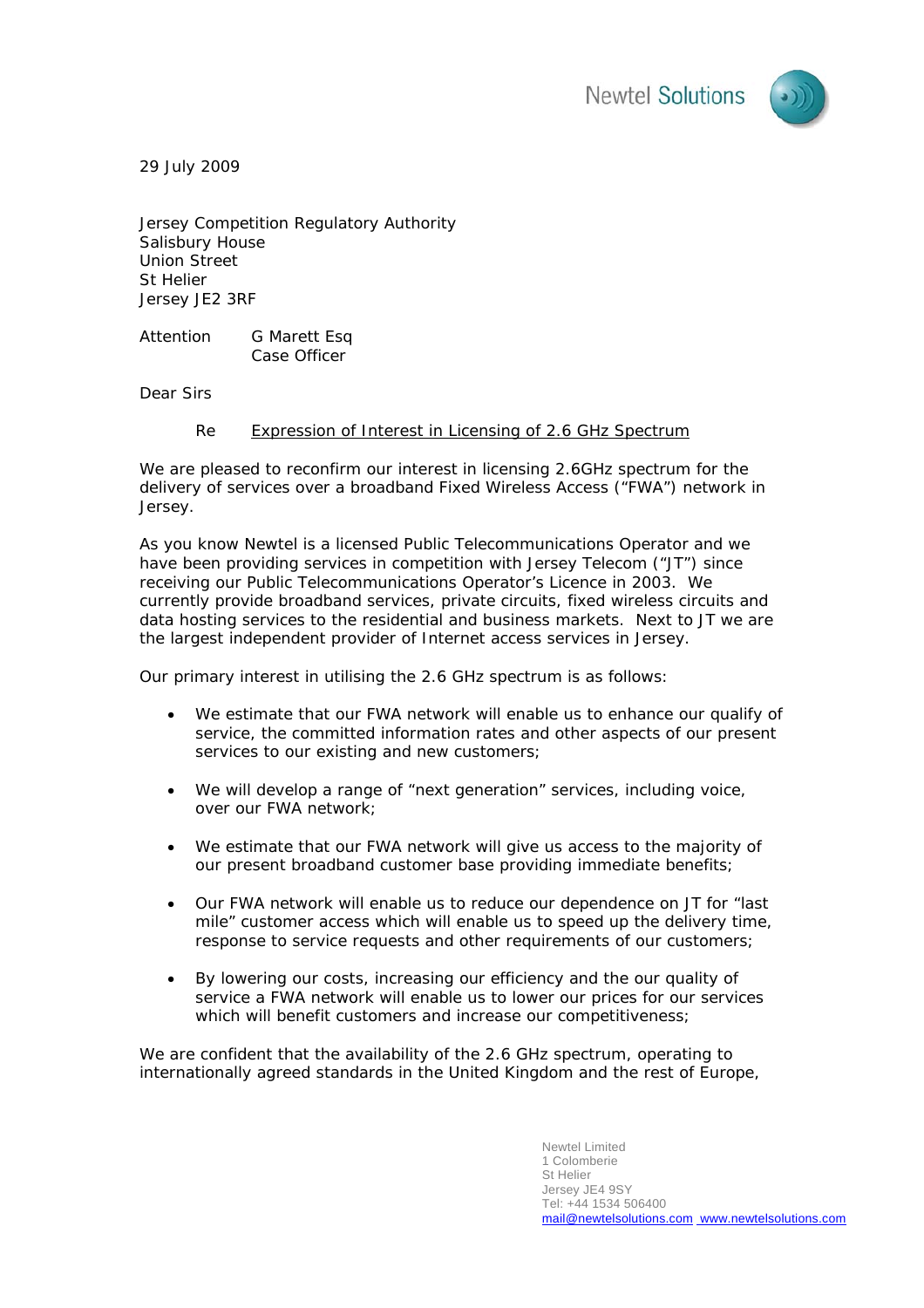Newtel Solutions

29 July 2009

Jersey Competition Regulatory Authority
Salisbury House
Union Street
St Helier
Jersey JE2 3RF

Attention G Marett Esq
Case Officer

Dear Sirs

Re Expression of Interest in Licensing of 2.6 GHz Spectrum

We are pleased to reconfirm our interest in licensing 2.6GHz spectrum for the delivery of services over a broadband Fixed Wireless Access ("FWA") network in Jersey.

As you know Newtel is a licensed Public Telecommunications Operator and we have been providing services in competition with Jersey Telecom ("JT") since receiving our Public Telecommunications Operator's Licence in 2003. We currently provide broadband services, private circuits, fixed wireless circuits and data hosting services to the residential and business markets. Next to JT we are the largest independent provider of Internet access services in Jersey.

Our primary interest in utilising the 2.6 GHz spectrum is as follows:

- We estimate that our FWA network will enable us to enhance our qualify of service, the committed information rates and other aspects of our present services to our existing and new customers;
- We will develop a range of "next generation" services, including voice, over our FWA network;
- We estimate that our FWA network will give us access to the majority of our present broadband customer base providing immediate benefits;
- Our FWA network will enable us to reduce our dependence on JT for "last mile" customer access which will enable us to speed up the delivery time, response to service requests and other requirements of our customers;
- By lowering our costs, increasing our efficiency and the our quality of service a FWA network will enable us to lower our prices for our services which will benefit customers and increase our competitiveness;

We are confident that the availability of the 2.6 GHz spectrum, operating to internationally agreed standards in the United Kingdom and the rest of Europe,

Newtel Limited
1 Colomberie
St Helier
Jersey JE4 9SY
Tel: +44 1534 506400
mail@newtelsolutions.com www.newtelsolutions.com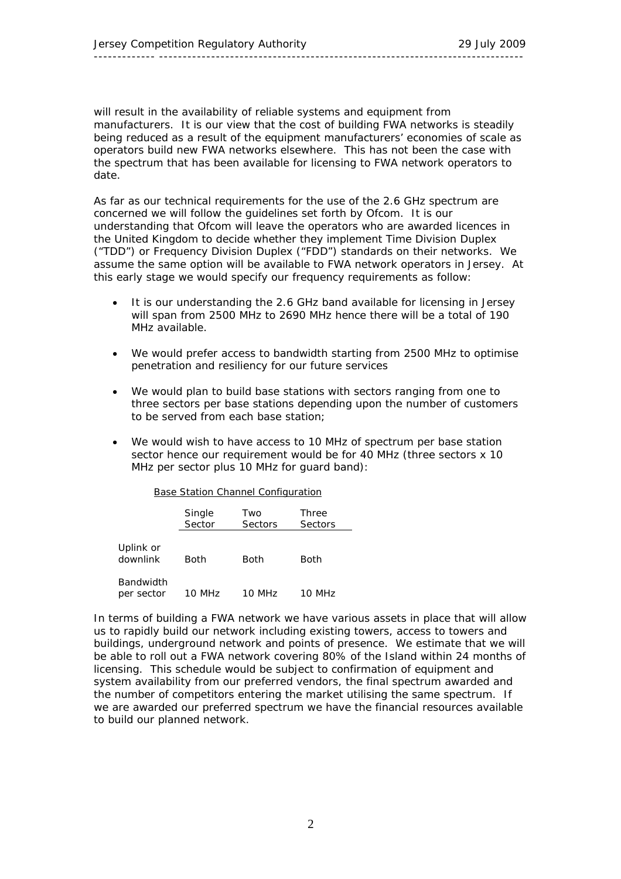will result in the availability of reliable systems and equipment from manufacturers. It is our view that the cost of building FWA networks is steadily being reduced as a result of the equipment manufacturers' economies of scale as operators build new FWA networks elsewhere. This has not been the case with the spectrum that has been available for licensing to FWA network operators to date.

As far as our technical requirements for the use of the 2.6 GHz spectrum are concerned we will follow the guidelines set forth by Ofcom. It is our understanding that Ofcom will leave the operators who are awarded licences in the United Kingdom to decide whether they implement Time Division Duplex ("TDD") or Frequency Division Duplex ("FDD") standards on their networks. We assume the same option will be available to FWA network operators in Jersey. At this early stage we would specify our frequency requirements as follow:

- It is our understanding the 2.6 GHz band available for licensing in Jersey will span from 2500 MHz to 2690 MHz hence there will be a total of 190 MHz available.
- We would prefer access to bandwidth starting from 2500 MHz to optimise penetration and resiliency for our future services
- We would plan to build base stations with sectors ranging from one to three sectors per base stations depending upon the number of customers to be served from each base station;
- We would wish to have access to 10 MHz of spectrum per base station sector hence our requirement would be for 40 MHz (three sectors x 10 MHz per sector plus 10 MHz for guard band):

Base Station Channel Configuration

| | Single Sector | Two Sectors | Three Sectors |
|---|---|---|---|
| Uplink or downlink | Both | Both | Both |
| Bandwidth per sector | 10 MHz | 10 MHz | 10 MHz |

In terms of building a FWA network we have various assets in place that will allow us to rapidly build our network including existing towers, access to towers and buildings, underground network and points of presence. We estimate that we will be able to roll out a FWA network covering 80% of the Island within 24 months of licensing. This schedule would be subject to confirmation of equipment and system availability from our preferred vendors, the final spectrum awarded and the number of competitors entering the market utilising the same spectrum. If we are awarded our preferred spectrum we have the financial resources available to build our planned network.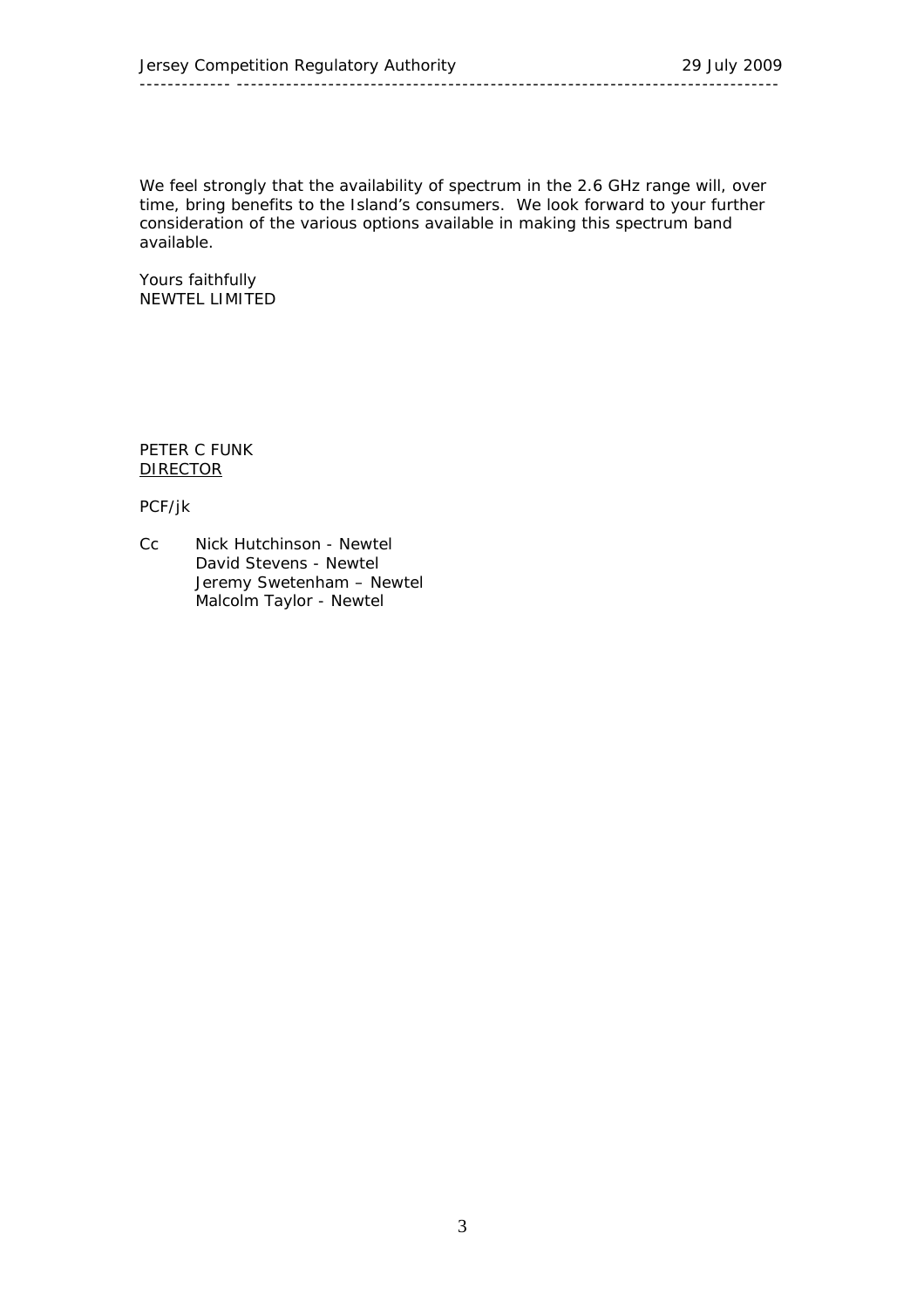We feel strongly that the availability of spectrum in the 2.6 GHz range will, over time, bring benefits to the Island's consumers. We look forward to your further consideration of the various options available in making this spectrum band available.

Yours faithfully
NEWTEL LIMITED

PETER C FUNK
DIRECTOR

PCF/jk

Cc Nick Hutchinson - Newtel
David Stevens - Newtel
Jeremy Swetenham – Newtel
Malcolm Taylor - Newtel